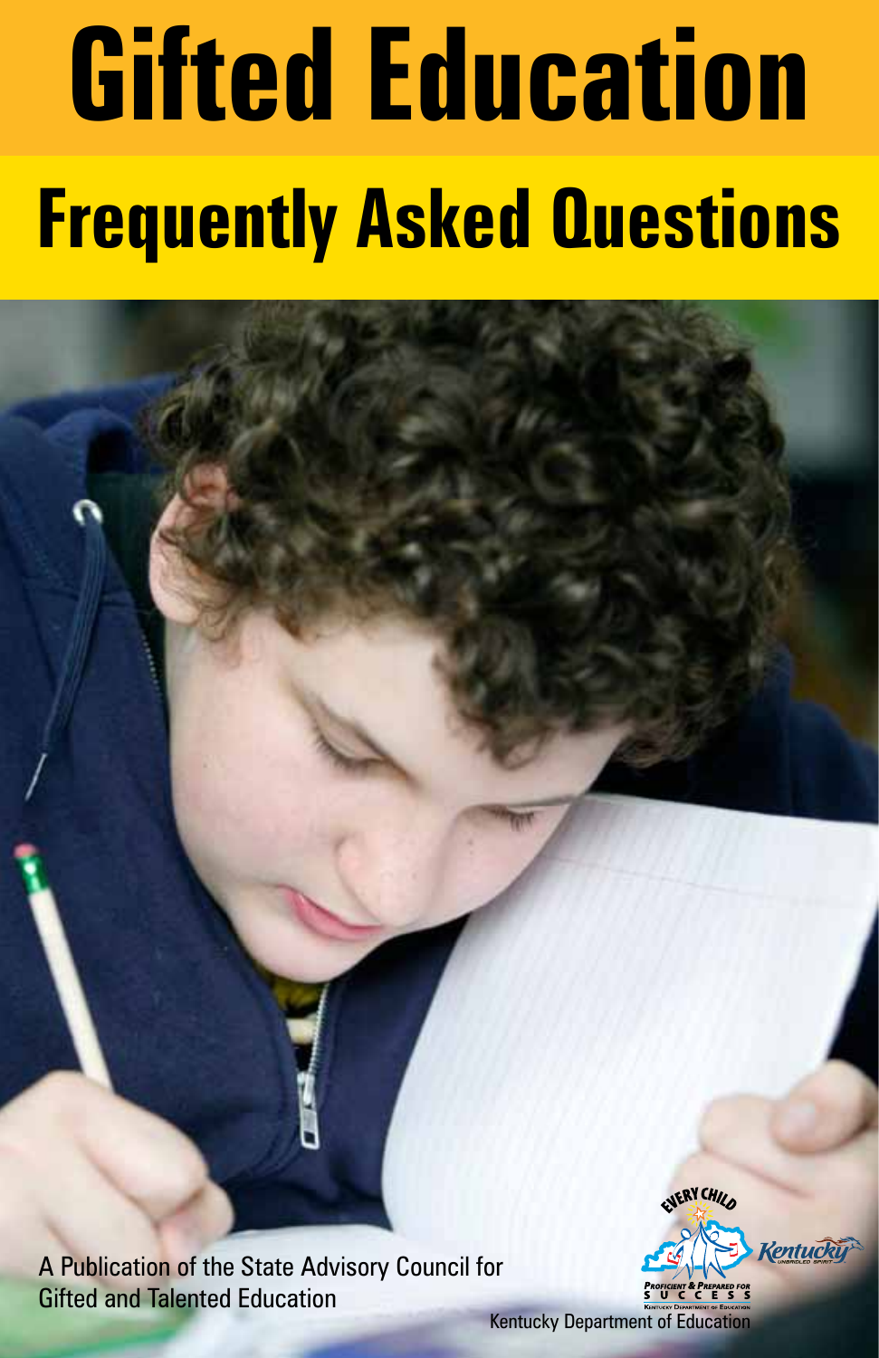# Gifted Education

## Frequently Asked Questions

A Publication of the State Advisory Council for Gifted and Talented Education

Kentucky Department of Education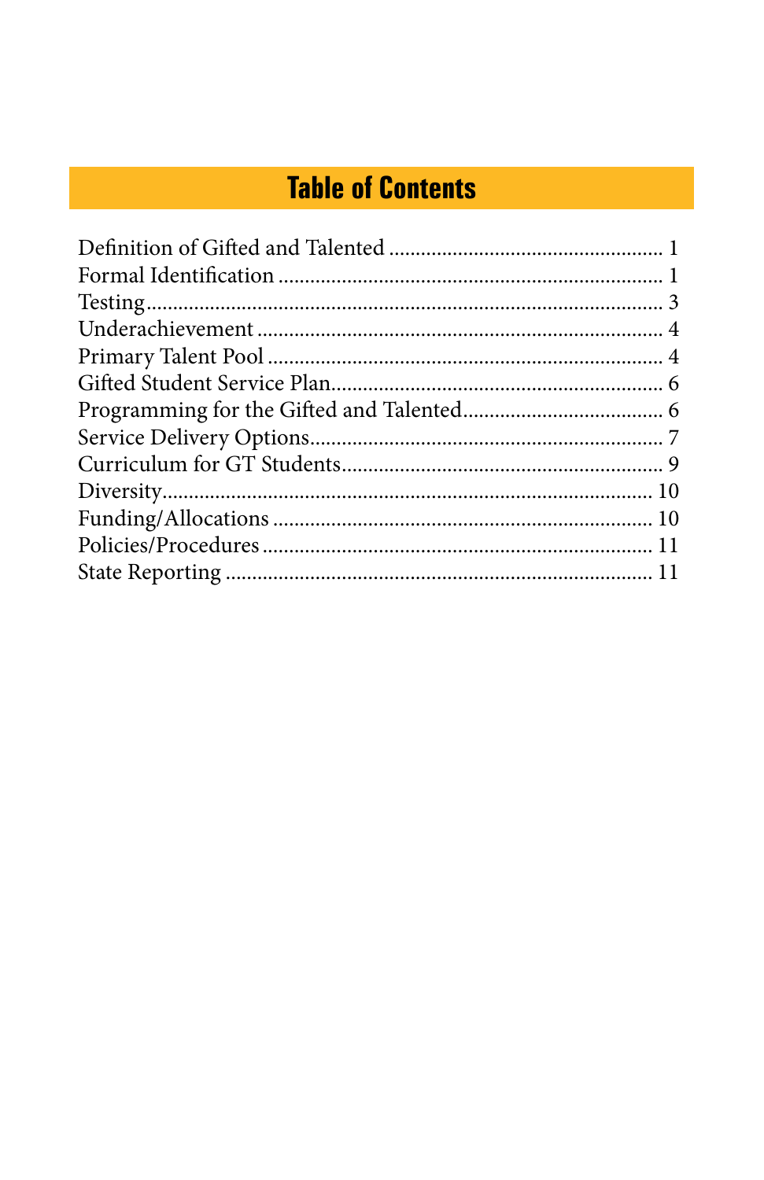# Table of Contents

| Section | Page |
|---|---|
| Definition of Gifted and Talented | 1 |
| Formal Identification | 1 |
| Testing | 3 |
| Underachievement | 4 |
| Primary Talent Pool | 4 |
| Gifted Student Service Plan | 6 |
| Programming for the Gifted and Talented | 6 |
| Service Delivery Options | 7 |
| Curriculum for GT Students | 9 |
| Diversity | 10 |
| Funding/Allocations | 10 |
| Policies/Procedures | 11 |
| State Reporting | 11 |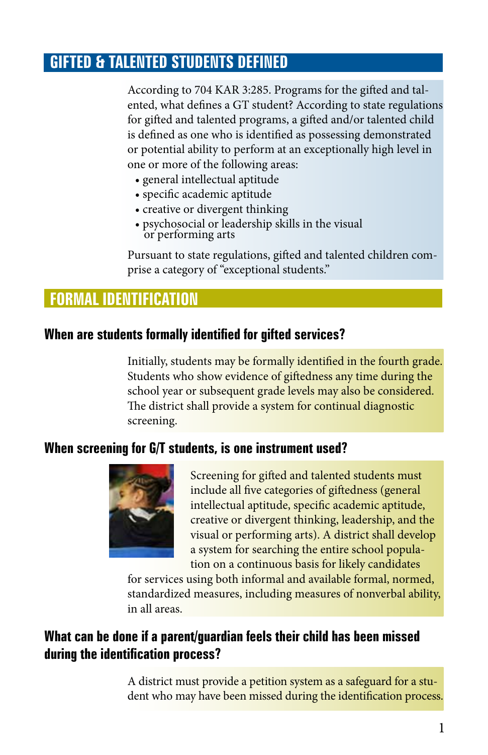## GIFTED & TALENTED STUDENTS DEFINED

According to 704 KAR 3:285. Programs for the gifted and talented, what defines a GT student? According to state regulations for gifted and talented programs, a gifted and/or talented child is defined as one who is identified as possessing demonstrated or potential ability to perform at an exceptionally high level in one or more of the following areas:

- general intellectual aptitude
- specific academic aptitude
- creative or divergent thinking
- psychosocial or leadership skills in the visual or performing arts

Pursuant to state regulations, gifted and talented children comprise a category of "exceptional students."

## FORMAL IDENTIFICATION

### When are students formally identified for gifted services?

Initially, students may be formally identified in the fourth grade. Students who show evidence of giftedness any time during the school year or subsequent grade levels may also be considered. The district shall provide a system for continual diagnostic screening.

### When screening for G/T students, is one instrument used?

Screening for gifted and talented students must include all five categories of giftedness (general intellectual aptitude, specific academic aptitude, creative or divergent thinking, leadership, and the visual or performing arts). A district shall develop a system for searching the entire school population on a continuous basis for likely candidates for services using both informal and available formal, normed, standardized measures, including measures of nonverbal ability, in all areas.

### What can be done if a parent/guardian feels their child has been missed during the identification process?

A district must provide a petition system as a safeguard for a student who may have been missed during the identification process.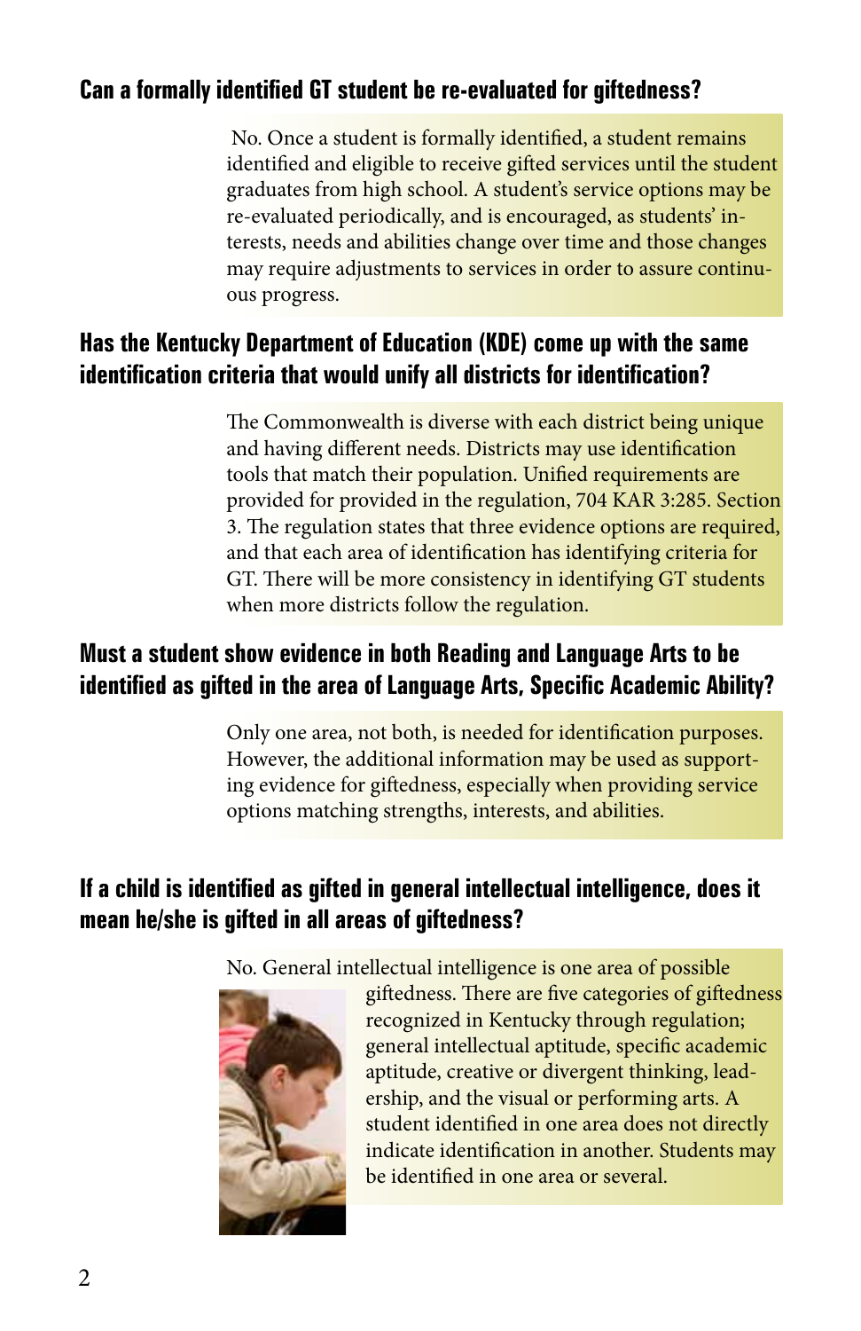## Can a formally identified GT student be re-evaluated for giftedness?

No. Once a student is formally identified, a student remains identified and eligible to receive gifted services until the student graduates from high school. A student's service options may be re-evaluated periodically, and is encouraged, as students' interests, needs and abilities change over time and those changes may require adjustments to services in order to assure continuous progress.

## Has the Kentucky Department of Education (KDE) come up with the same identification criteria that would unify all districts for identification?

The Commonwealth is diverse with each district being unique and having different needs. Districts may use identification tools that match their population. Unified requirements are provided for provided in the regulation, 704 KAR 3:285. Section 3. The regulation states that three evidence options are required, and that each area of identification has identifying criteria for GT. There will be more consistency in identifying GT students when more districts follow the regulation.

## Must a student show evidence in both Reading and Language Arts to be identified as gifted in the area of Language Arts, Specific Academic Ability?

Only one area, not both, is needed for identification purposes. However, the additional information may be used as supporting evidence for giftedness, especially when providing service options matching strengths, interests, and abilities.

## If a child is identified as gifted in general intellectual intelligence, does it mean he/she is gifted in all areas of giftedness?

No. General intellectual intelligence is one area of possible giftedness. There are five categories of giftedness recognized in Kentucky through regulation; general intellectual aptitude, specific academic aptitude, creative or divergent thinking, leadership, and the visual or performing arts. A student identified in one area does not directly indicate identification in another. Students may be identified in one area or several.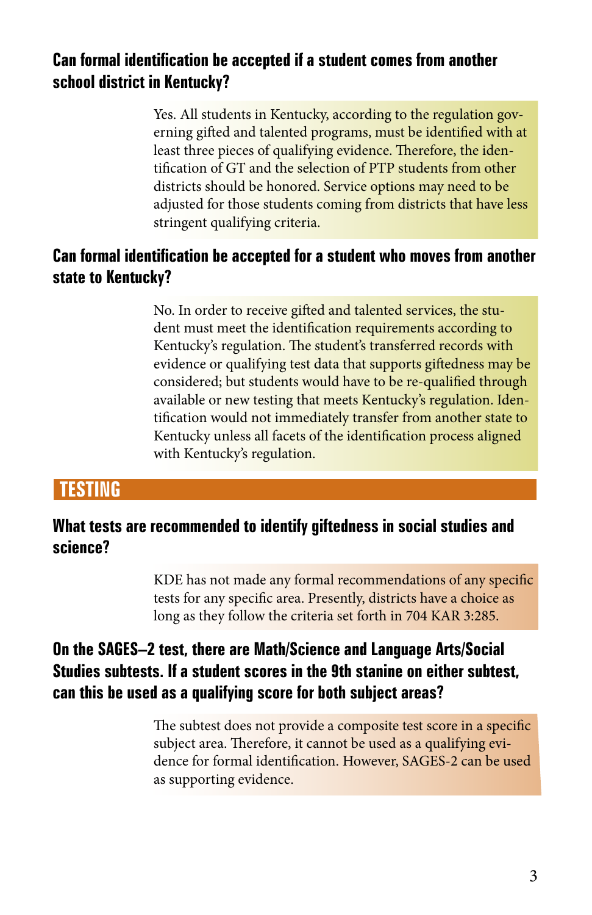### Can formal identification be accepted if a student comes from another school district in Kentucky?

Yes. All students in Kentucky, according to the regulation governing gifted and talented programs, must be identified with at least three pieces of qualifying evidence. Therefore, the identification of GT and the selection of PTP students from other districts should be honored. Service options may need to be adjusted for those students coming from districts that have less stringent qualifying criteria.

### Can formal identification be accepted for a student who moves from another state to Kentucky?

No. In order to receive gifted and talented services, the student must meet the identification requirements according to Kentucky's regulation. The student's transferred records with evidence or qualifying test data that supports giftedness may be considered; but students would have to be re-qualified through available or new testing that meets Kentucky's regulation. Identification would not immediately transfer from another state to Kentucky unless all facets of the identification process aligned with Kentucky's regulation.

## TESTING

### What tests are recommended to identify giftedness in social studies and science?

KDE has not made any formal recommendations of any specific tests for any specific area. Presently, districts have a choice as long as they follow the criteria set forth in 704 KAR 3:285.

### On the SAGES–2 test, there are Math/Science and Language Arts/Social Studies subtests. If a student scores in the 9th stanine on either subtest, can this be used as a qualifying score for both subject areas?

The subtest does not provide a composite test score in a specific subject area. Therefore, it cannot be used as a qualifying evidence for formal identification. However, SAGES-2 can be used as supporting evidence.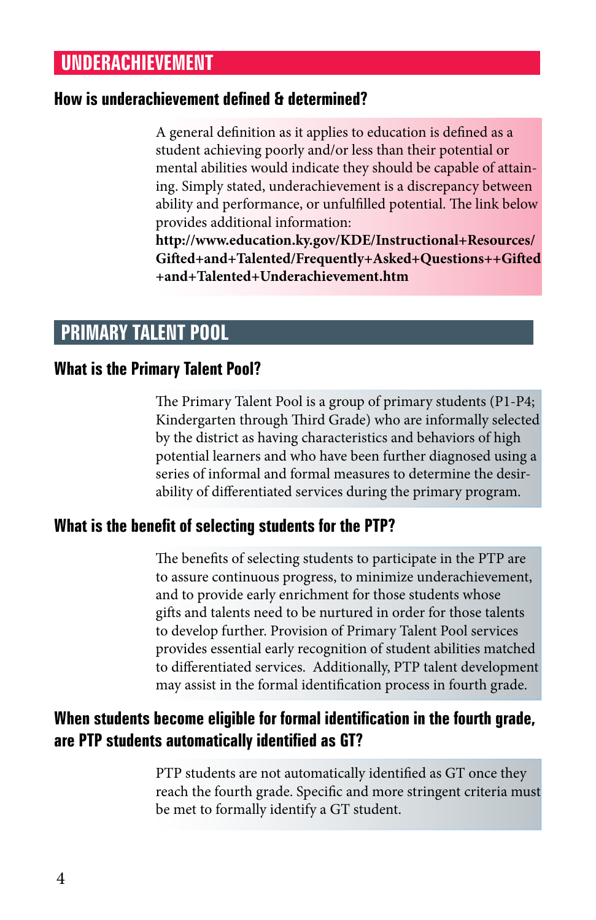## UNDERACHIEVEMENT

### How is underachievement defined & determined?

A general definition as it applies to education is defined as a student achieving poorly and/or less than their potential or mental abilities would indicate they should be capable of attaining. Simply stated, underachievement is a discrepancy between ability and performance, or unfulfilled potential. The link below provides additional information:
**http://www.education.ky.gov/KDE/Instructional+Resources/Gifted+and+Talented/Frequently+Asked+Questions++Gifted+and+Talented+Underachievement.htm**

## PRIMARY TALENT POOL

### What is the Primary Talent Pool?

The Primary Talent Pool is a group of primary students (P1-P4; Kindergarten through Third Grade) who are informally selected by the district as having characteristics and behaviors of high potential learners and who have been further diagnosed using a series of informal and formal measures to determine the desirability of differentiated services during the primary program.

### What is the benefit of selecting students for the PTP?

The benefits of selecting students to participate in the PTP are to assure continuous progress, to minimize underachievement, and to provide early enrichment for those students whose gifts and talents need to be nurtured in order for those talents to develop further. Provision of Primary Talent Pool services provides essential early recognition of student abilities matched to differentiated services. Additionally, PTP talent development may assist in the formal identification process in fourth grade.

### When students become eligible for formal identification in the fourth grade, are PTP students automatically identified as GT?

PTP students are not automatically identified as GT once they reach the fourth grade. Specific and more stringent criteria must be met to formally identify a GT student.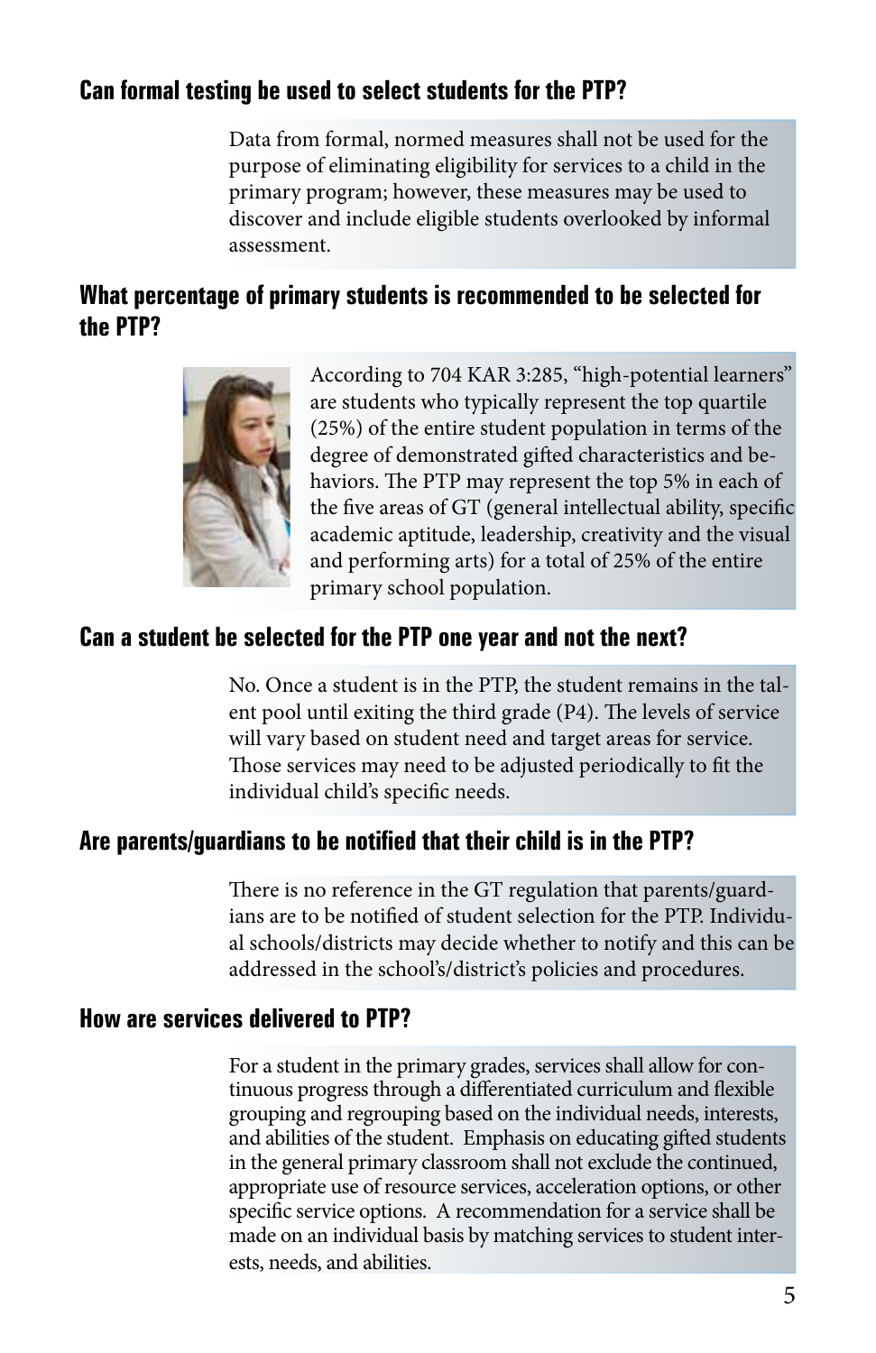### Can formal testing be used to select students for the PTP?

Data from formal, normed measures shall not be used for the purpose of eliminating eligibility for services to a child in the primary program; however, these measures may be used to discover and include eligible students overlooked by informal assessment.

### What percentage of primary students is recommended to be selected for the PTP?

According to 704 KAR 3:285, "high-potential learners" are students who typically represent the top quartile (25%) of the entire student population in terms of the degree of demonstrated gifted characteristics and behaviors. The PTP may represent the top 5% in each of the five areas of GT (general intellectual ability, specific academic aptitude, leadership, creativity and the visual and performing arts) for a total of 25% of the entire primary school population.

### Can a student be selected for the PTP one year and not the next?

No. Once a student is in the PTP, the student remains in the talent pool until exiting the third grade (P4). The levels of service will vary based on student need and target areas for service. Those services may need to be adjusted periodically to fit the individual child's specific needs.

### Are parents/guardians to be notified that their child is in the PTP?

There is no reference in the GT regulation that parents/guardians are to be notified of student selection for the PTP. Individual schools/districts may decide whether to notify and this can be addressed in the school's/district's policies and procedures.

### How are services delivered to PTP?

For a student in the primary grades, services shall allow for continuous progress through a differentiated curriculum and flexible grouping and regrouping based on the individual needs, interests, and abilities of the student. Emphasis on educating gifted students in the general primary classroom shall not exclude the continued, appropriate use of resource services, acceleration options, or other specific service options. A recommendation for a service shall be made on an individual basis by matching services to student interests, needs, and abilities.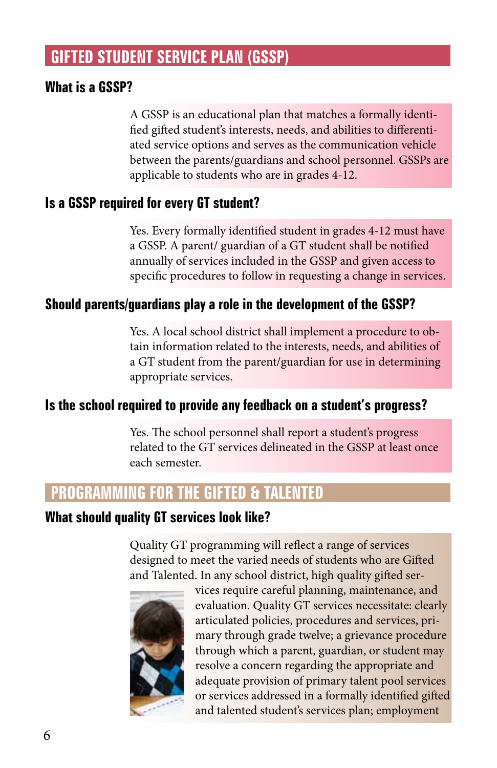## GIFTED STUDENT SERVICE PLAN (GSSP)

### What is a GSSP?

A GSSP is an educational plan that matches a formally identified gifted student's interests, needs, and abilities to differentiated service options and serves as the communication vehicle between the parents/guardians and school personnel. GSSPs are applicable to students who are in grades 4-12.

### Is a GSSP required for every GT student?

Yes. Every formally identified student in grades 4-12 must have a GSSP. A parent/ guardian of a GT student shall be notified annually of services included in the GSSP and given access to specific procedures to follow in requesting a change in services.

### Should parents/guardians play a role in the development of the GSSP?

Yes. A local school district shall implement a procedure to obtain information related to the interests, needs, and abilities of a GT student from the parent/guardian for use in determining appropriate services.

### Is the school required to provide any feedback on a student's progress?

Yes. The school personnel shall report a student's progress related to the GT services delineated in the GSSP at least once each semester.

## PROGRAMMING FOR THE GIFTED & TALENTED

### What should quality GT services look like?

Quality GT programming will reflect a range of services designed to meet the varied needs of students who are Gifted and Talented. In any school district, high quality gifted services require careful planning, maintenance, and evaluation. Quality GT services necessitate: clearly articulated policies, procedures and services, primary through grade twelve; a grievance procedure through which a parent, guardian, or student may resolve a concern regarding the appropriate and adequate provision of primary talent pool services or services addressed in a formally identified gifted and talented student's services plan; employment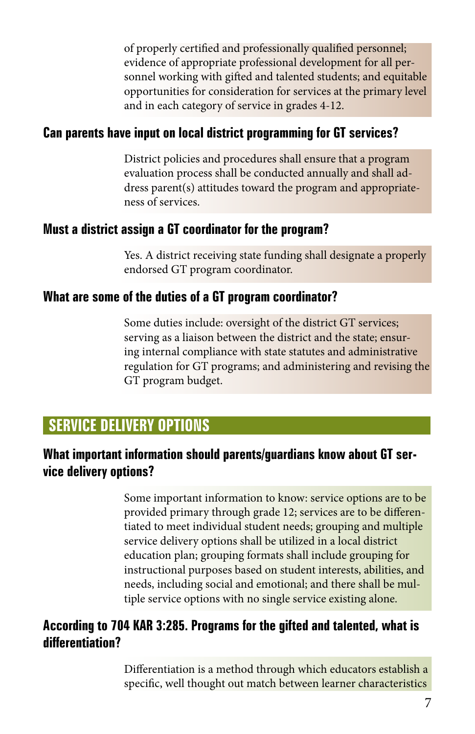of properly certified and professionally qualified personnel; evidence of appropriate professional development for all personnel working with gifted and talented students; and equitable opportunities for consideration for services at the primary level and in each category of service in grades 4-12.

### Can parents have input on local district programming for GT services?

District policies and procedures shall ensure that a program evaluation process shall be conducted annually and shall address parent(s) attitudes toward the program and appropriateness of services.

### Must a district assign a GT coordinator for the program?

Yes. A district receiving state funding shall designate a properly endorsed GT program coordinator.

### What are some of the duties of a GT program coordinator?

Some duties include: oversight of the district GT services; serving as a liaison between the district and the state; ensuring internal compliance with state statutes and administrative regulation for GT programs; and administering and revising the GT program budget.

## SERVICE DELIVERY OPTIONS

### What important information should parents/guardians know about GT service delivery options?

Some important information to know: service options are to be provided primary through grade 12; services are to be differentiated to meet individual student needs; grouping and multiple service delivery options shall be utilized in a local district education plan; grouping formats shall include grouping for instructional purposes based on student interests, abilities, and needs, including social and emotional; and there shall be multiple service options with no single service existing alone.

### According to 704 KAR 3:285. Programs for the gifted and talented, what is differentiation?

Differentiation is a method through which educators establish a specific, well thought out match between learner characteristics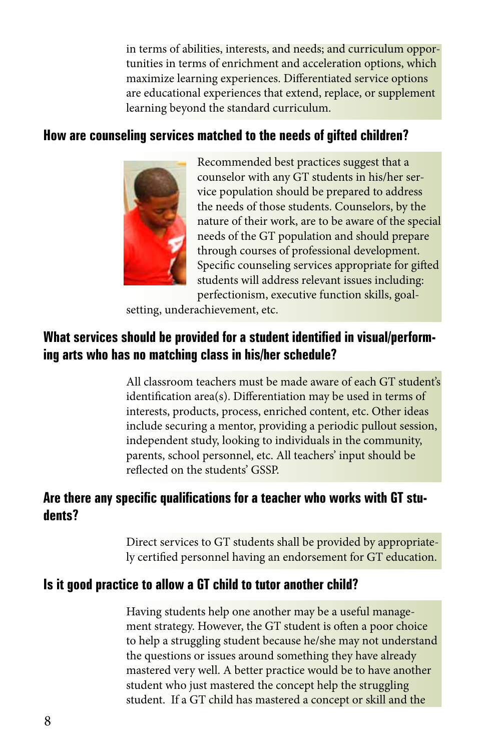in terms of abilities, interests, and needs; and curriculum opportunities in terms of enrichment and acceleration options, which maximize learning experiences. Differentiated service options are educational experiences that extend, replace, or supplement learning beyond the standard curriculum.

## How are counseling services matched to the needs of gifted children?

Recommended best practices suggest that a counselor with any GT students in his/her service population should be prepared to address the needs of those students. Counselors, by the nature of their work, are to be aware of the special needs of the GT population and should prepare through courses of professional development. Specific counseling services appropriate for gifted students will address relevant issues including: perfectionism, executive function skills, goal-setting, underachievement, etc.

## What services should be provided for a student identified in visual/performing arts who has no matching class in his/her schedule?

All classroom teachers must be made aware of each GT student's identification area(s). Differentiation may be used in terms of interests, products, process, enriched content, etc. Other ideas include securing a mentor, providing a periodic pullout session, independent study, looking to individuals in the community, parents, school personnel, etc. All teachers' input should be reflected on the students' GSSP.

## Are there any specific qualifications for a teacher who works with GT students?

Direct services to GT students shall be provided by appropriately certified personnel having an endorsement for GT education.

## Is it good practice to allow a GT child to tutor another child?

Having students help one another may be a useful management strategy. However, the GT student is often a poor choice to help a struggling student because he/she may not understand the questions or issues around something they have already mastered very well. A better practice would be to have another student who just mastered the concept help the struggling student. If a GT child has mastered a concept or skill and the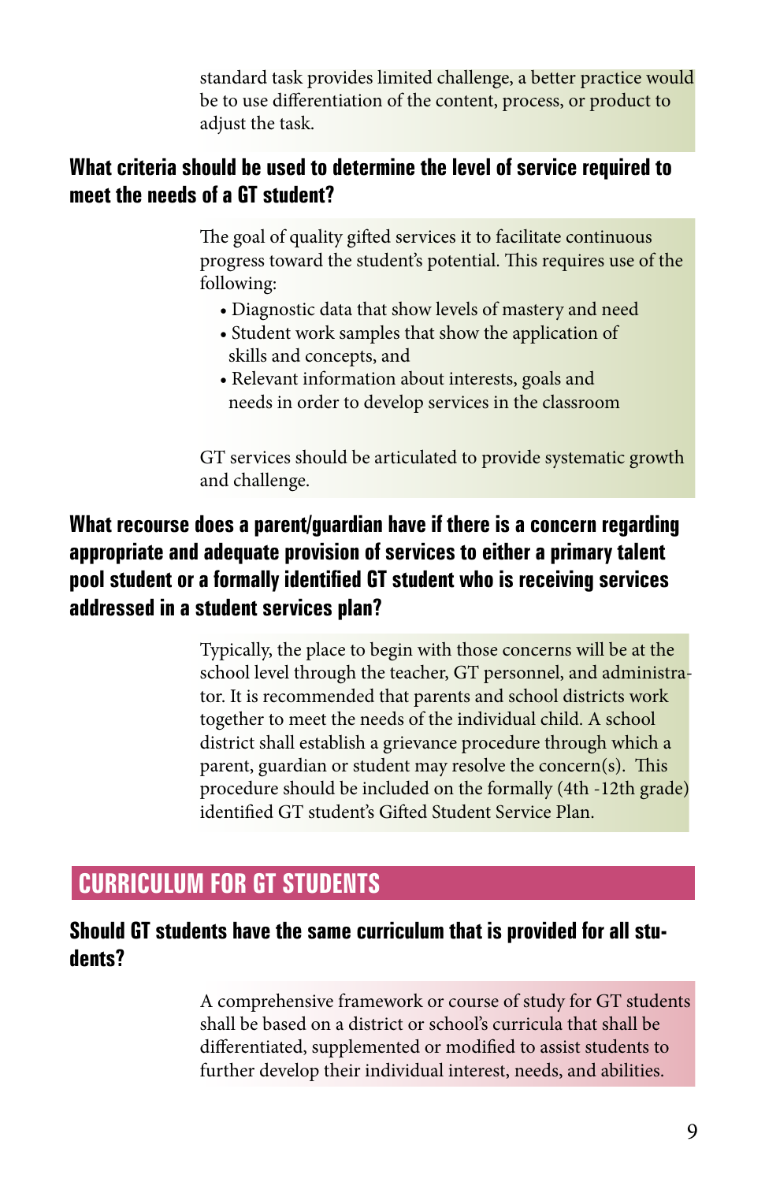standard task provides limited challenge, a better practice would be to use differentiation of the content, process, or product to adjust the task.

### What criteria should be used to determine the level of service required to meet the needs of a GT student?

The goal of quality gifted services it to facilitate continuous progress toward the student's potential. This requires use of the following:

- Diagnostic data that show levels of mastery and need
- Student work samples that show the application of skills and concepts, and
- Relevant information about interests, goals and needs in order to develop services in the classroom

GT services should be articulated to provide systematic growth and challenge.

### What recourse does a parent/guardian have if there is a concern regarding appropriate and adequate provision of services to either a primary talent pool student or a formally identified GT student who is receiving services addressed in a student services plan?

Typically, the place to begin with those concerns will be at the school level through the teacher, GT personnel, and administrator. It is recommended that parents and school districts work together to meet the needs of the individual child. A school district shall establish a grievance procedure through which a parent, guardian or student may resolve the concern(s). This procedure should be included on the formally (4th -12th grade) identified GT student's Gifted Student Service Plan.

## CURRICULUM FOR GT STUDENTS

### Should GT students have the same curriculum that is provided for all students?

A comprehensive framework or course of study for GT students shall be based on a district or school's curricula that shall be differentiated, supplemented or modified to assist students to further develop their individual interest, needs, and abilities.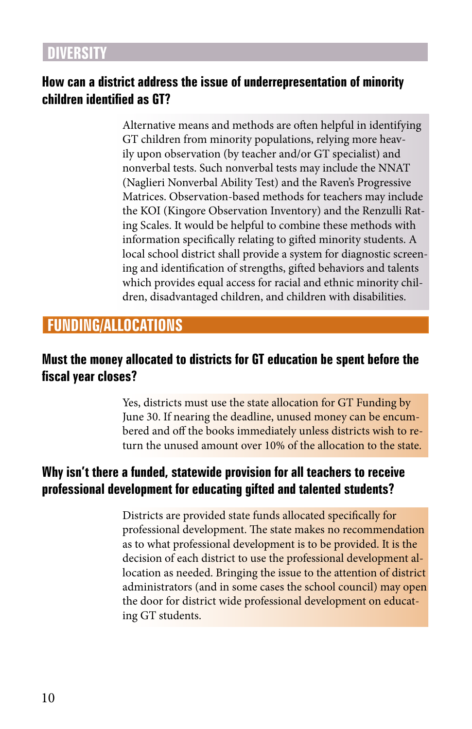# DIVERSITY

## How can a district address the issue of underrepresentation of minority children identified as GT?

Alternative means and methods are often helpful in identifying GT children from minority populations, relying more heavily upon observation (by teacher and/or GT specialist) and nonverbal tests. Such nonverbal tests may include the NNAT (Naglieri Nonverbal Ability Test) and the Raven's Progressive Matrices. Observation-based methods for teachers may include the KOI (Kingore Observation Inventory) and the Renzulli Rating Scales. It would be helpful to combine these methods with information specifically relating to gifted minority students. A local school district shall provide a system for diagnostic screening and identification of strengths, gifted behaviors and talents which provides equal access for racial and ethnic minority children, disadvantaged children, and children with disabilities.

# FUNDING/ALLOCATIONS

## Must the money allocated to districts for GT education be spent before the fiscal year closes?

Yes, districts must use the state allocation for GT Funding by June 30. If nearing the deadline, unused money can be encumbered and off the books immediately unless districts wish to return the unused amount over 10% of the allocation to the state.

## Why isn't there a funded, statewide provision for all teachers to receive professional development for educating gifted and talented students?

Districts are provided state funds allocated specifically for professional development. The state makes no recommendation as to what professional development is to be provided. It is the decision of each district to use the professional development allocation as needed. Bringing the issue to the attention of district administrators (and in some cases the school council) may open the door for district wide professional development on educating GT students.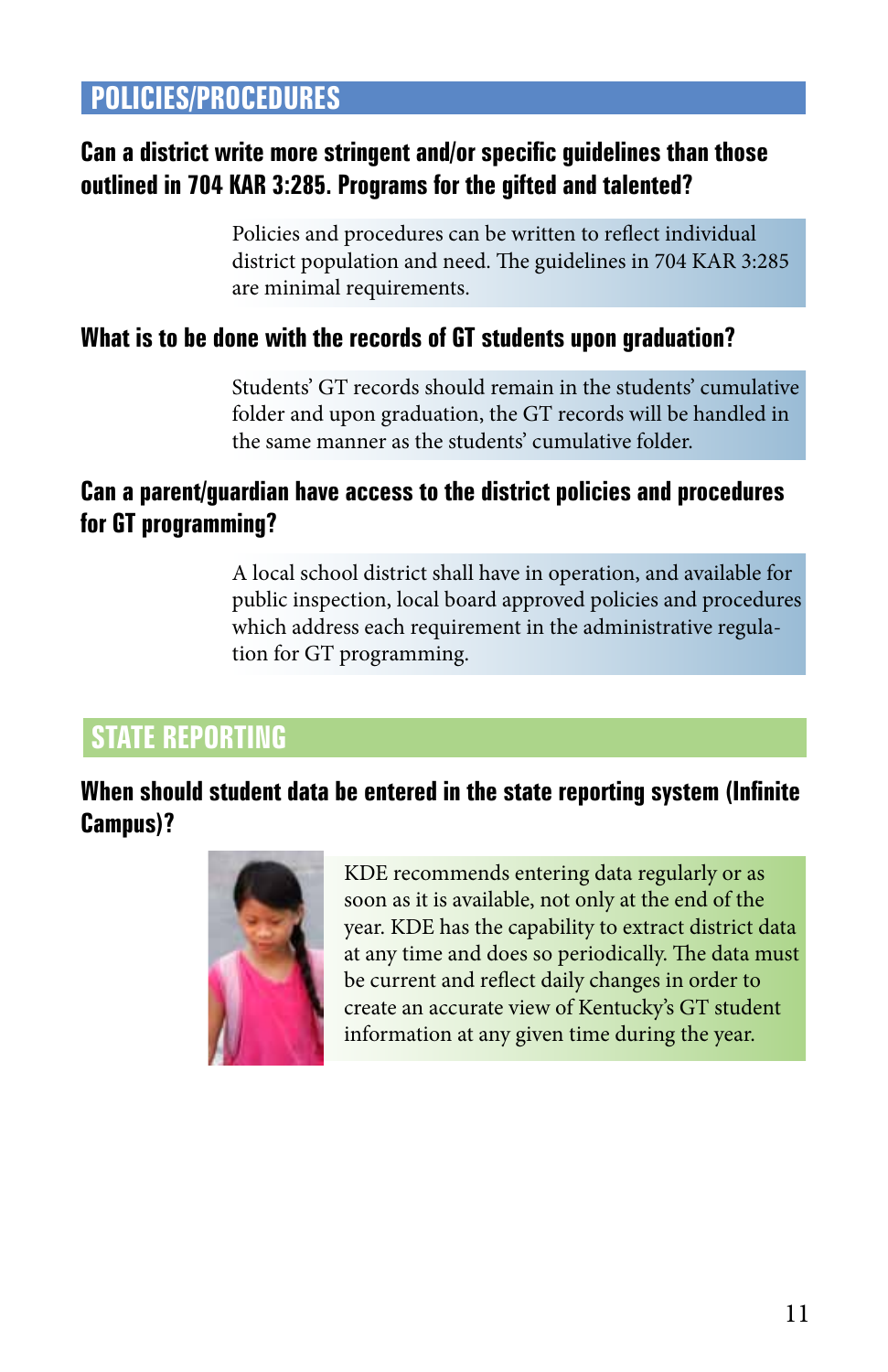## POLICIES/PROCEDURES

### Can a district write more stringent and/or specific guidelines than those outlined in 704 KAR 3:285. Programs for the gifted and talented?

Policies and procedures can be written to reflect individual district population and need. The guidelines in 704 KAR 3:285 are minimal requirements.

### What is to be done with the records of GT students upon graduation?

Students' GT records should remain in the students' cumulative folder and upon graduation, the GT records will be handled in the same manner as the students' cumulative folder.

### Can a parent/guardian have access to the district policies and procedures for GT programming?

A local school district shall have in operation, and available for public inspection, local board approved policies and procedures which address each requirement in the administrative regulation for GT programming.

## STATE REPORTING

### When should student data be entered in the state reporting system (Infinite Campus)?

KDE recommends entering data regularly or as soon as it is available, not only at the end of the year. KDE has the capability to extract district data at any time and does so periodically. The data must be current and reflect daily changes in order to create an accurate view of Kentucky's GT student information at any given time during the year.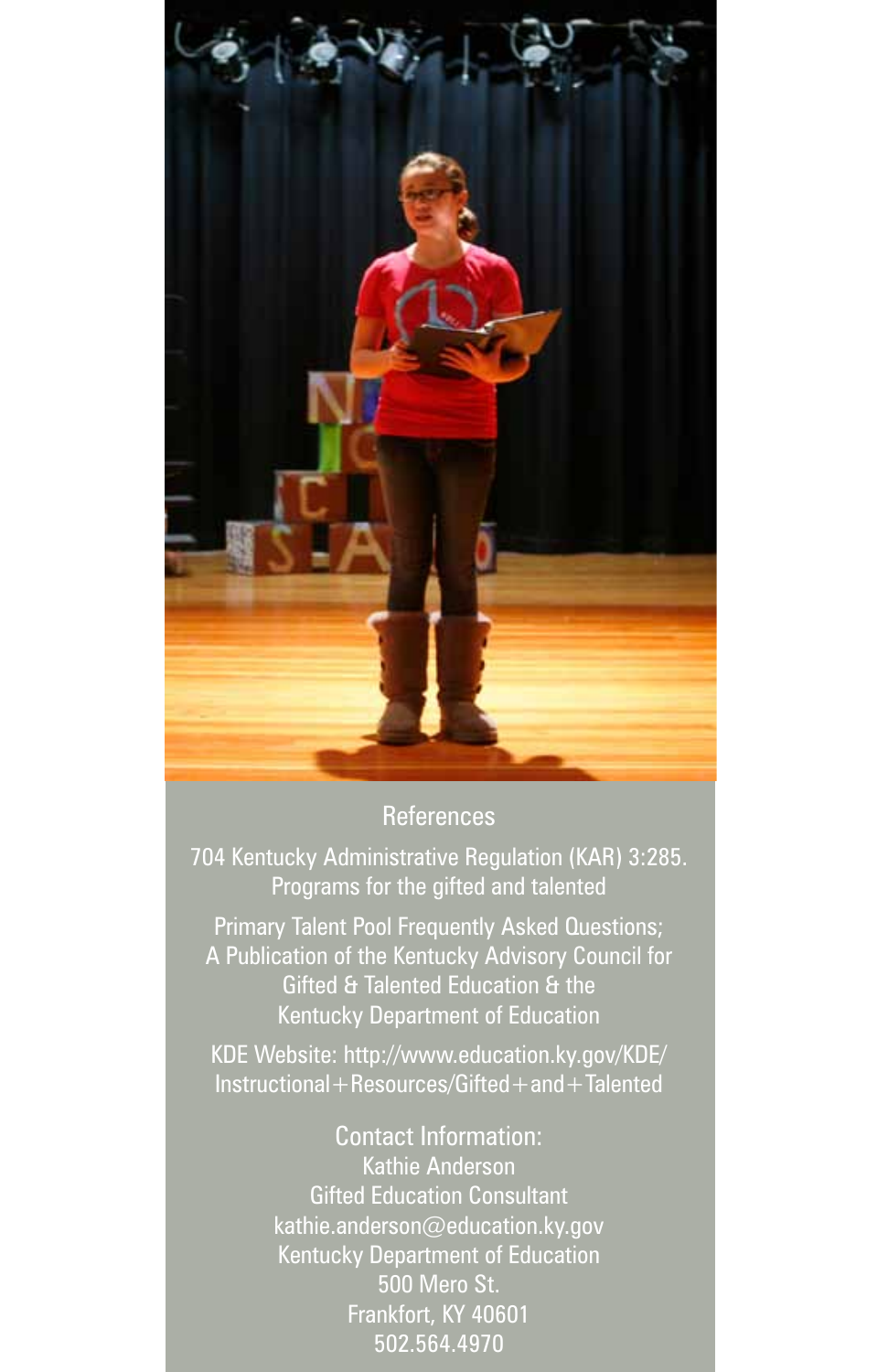## References

704 Kentucky Administrative Regulation (KAR) 3:285. Programs for the gifted and talented

Primary Talent Pool Frequently Asked Questions; A Publication of the Kentucky Advisory Council for Gifted & Talented Education & the Kentucky Department of Education

KDE Website: http://www.education.ky.gov/KDE/Instructional+Resources/Gifted+and+Talented

## Contact Information:

Kathie Anderson
Gifted Education Consultant
kathie.anderson@education.ky.gov
Kentucky Department of Education
500 Mero St.
Frankfort, KY 40601
502.564.4970